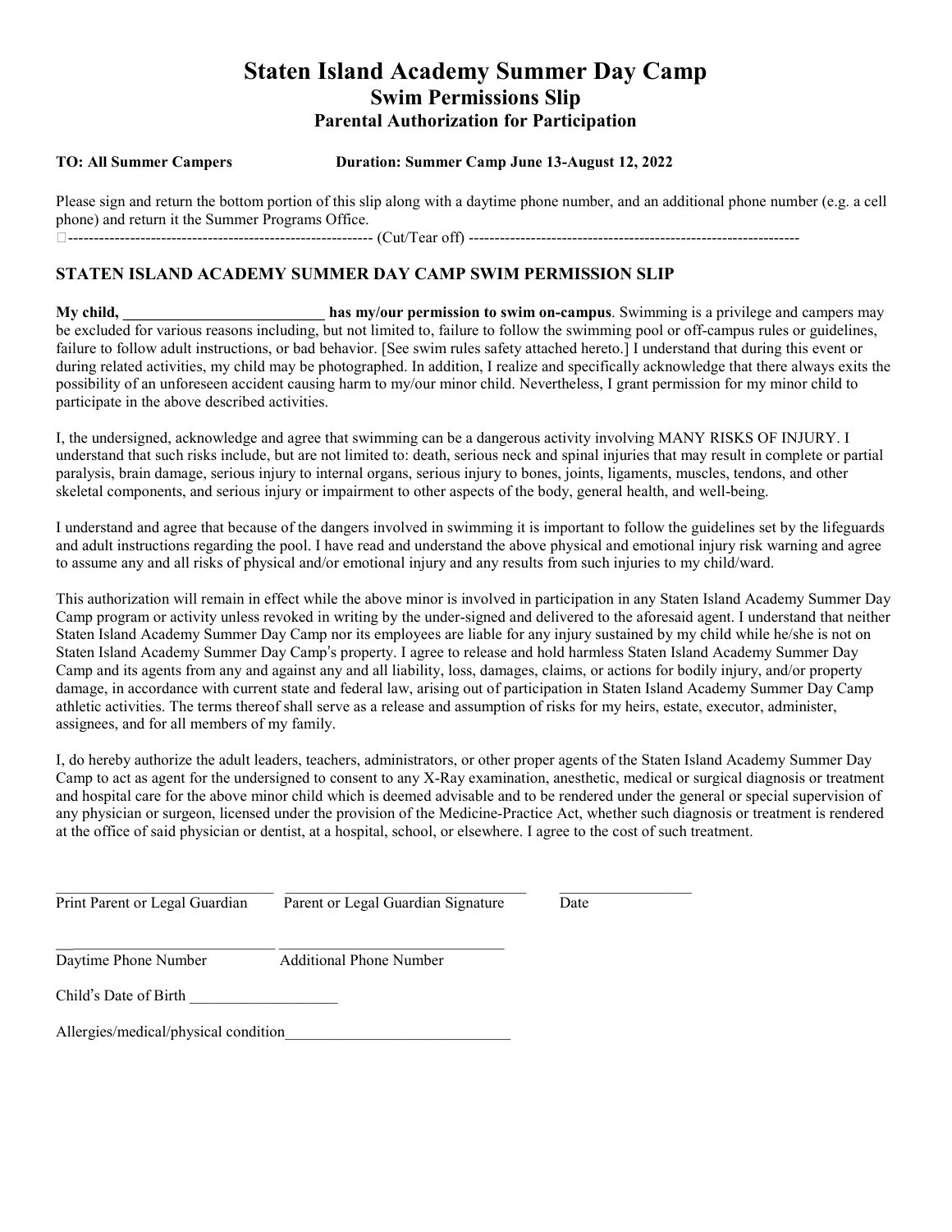# Staten Island Academy Summer Day Camp

## Swim Permissions Slip

### Parental Authorization for Participation

**TO: All Summer Campers** **Duration: Summer Camp June 13-August 12, 2022**

Please sign and return the bottom portion of this slip along with a daytime phone number, and an additional phone number (e.g. a cell phone) and return it the Summer Programs Office.

------------------------------------------------------------ (Cut/Tear off) ----------------------------------------------------------------

### STATEN ISLAND ACADEMY SUMMER DAY CAMP SWIM PERMISSION SLIP

**My child, __________________________ has my/our permission to swim on-campus**. Swimming is a privilege and campers may be excluded for various reasons including, but not limited to, failure to follow the swimming pool or off-campus rules or guidelines, failure to follow adult instructions, or bad behavior. [See swim rules safety attached hereto.] I understand that during this event or during related activities, my child may be photographed. In addition, I realize and specifically acknowledge that there always exits the possibility of an unforeseen accident causing harm to my/our minor child. Nevertheless, I grant permission for my minor child to participate in the above described activities.

I, the undersigned, acknowledge and agree that swimming can be a dangerous activity involving MANY RISKS OF INJURY. I understand that such risks include, but are not limited to: death, serious neck and spinal injuries that may result in complete or partial paralysis, brain damage, serious injury to internal organs, serious injury to bones, joints, ligaments, muscles, tendons, and other skeletal components, and serious injury or impairment to other aspects of the body, general health, and well-being.

I understand and agree that because of the dangers involved in swimming it is important to follow the guidelines set by the lifeguards and adult instructions regarding the pool. I have read and understand the above physical and emotional injury risk warning and agree to assume any and all risks of physical and/or emotional injury and any results from such injuries to my child/ward.

This authorization will remain in effect while the above minor is involved in participation in any Staten Island Academy Summer Day Camp program or activity unless revoked in writing by the under-signed and delivered to the aforesaid agent. I understand that neither Staten Island Academy Summer Day Camp nor its employees are liable for any injury sustained by my child while he/she is not on Staten Island Academy Summer Day Camp's property. I agree to release and hold harmless Staten Island Academy Summer Day Camp and its agents from any and against any and all liability, loss, damages, claims, or actions for bodily injury, and/or property damage, in accordance with current state and federal law, arising out of participation in Staten Island Academy Summer Day Camp athletic activities. The terms thereof shall serve as a release and assumption of risks for my heirs, estate, executor, administer, assignees, and for all members of my family.

I, do hereby authorize the adult leaders, teachers, administrators, or other proper agents of the Staten Island Academy Summer Day Camp to act as agent for the undersigned to consent to any X-Ray examination, anesthetic, medical or surgical diagnosis or treatment and hospital care for the above minor child which is deemed advisable and to be rendered under the general or special supervision of any physician or surgeon, licensed under the provision of the Medicine-Practice Act, whether such diagnosis or treatment is rendered at the office of said physician or dentist, at a hospital, school, or elsewhere. I agree to the cost of such treatment.

______________________________ ________________________________ __________________

Print Parent or Legal Guardian  Parent or Legal Guardian Signature  Date

______________________________ ______________________________

Daytime Phone Number  Additional Phone Number

Child's Date of Birth ___________________

Allergies/medical/physical condition_____________________________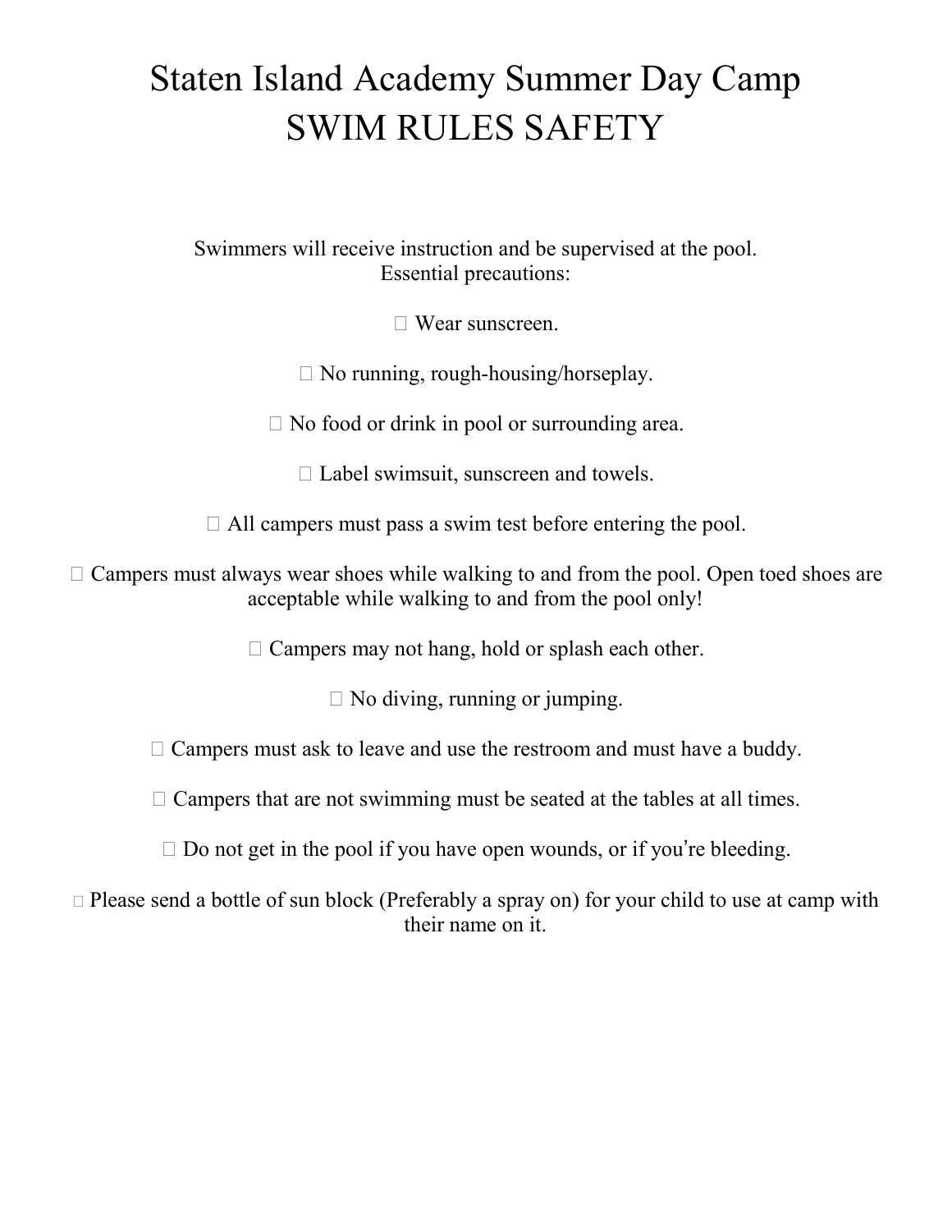# Staten Island Academy Summer Day Camp
# SWIM RULES SAFETY

Swimmers will receive instruction and be supervised at the pool.
Essential precautions:

- Wear sunscreen.
- No running, rough-housing/horseplay.
- No food or drink in pool or surrounding area.
- Label swimsuit, sunscreen and towels.
- All campers must pass a swim test before entering the pool.
- Campers must always wear shoes while walking to and from the pool. Open toed shoes are acceptable while walking to and from the pool only!
- Campers may not hang, hold or splash each other.
- No diving, running or jumping.
- Campers must ask to leave and use the restroom and must have a buddy.
- Campers that are not swimming must be seated at the tables at all times.
- Do not get in the pool if you have open wounds, or if you're bleeding.
- Please send a bottle of sun block (Preferably a spray on) for your child to use at camp with their name on it.